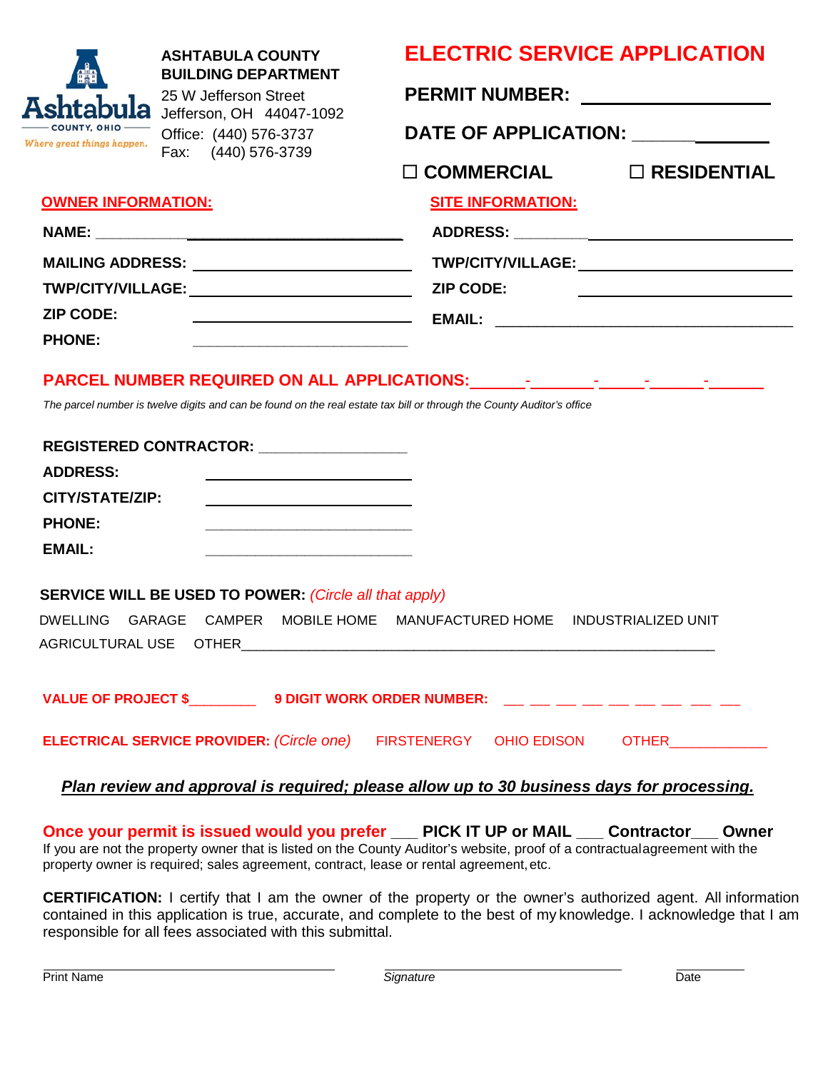**ASHTABULA COUNTY BUILDING DEPARTMENT**
25 W Jefferson Street
Jefferson, OH 44047-1092
Office: (440) 576-3737
Fax: (440) 576-3739

# ELECTRIC SERVICE APPLICATION

**PERMIT NUMBER:** ____________________

**DATE OF APPLICATION:** ____________

☐ **COMMERCIAL** ☐ **RESIDENTIAL**

## OWNER INFORMATION:

**NAME:** ______________________________

**MAILING ADDRESS:** ______________________________

**TWP/CITY/VILLAGE:** ______________________________

**ZIP CODE:** ______________________________

**PHONE:** ______________________________

## SITE INFORMATION:

**ADDRESS:** ______________________________

**TWP/CITY/VILLAGE:** ______________________________

**ZIP CODE:** ______________________________

**EMAIL:** ______________________________

**PARCEL NUMBER REQUIRED ON ALL APPLICATIONS:** ______-_______-_____-______-______

*The parcel number is twelve digits and can be found on the real estate tax bill or through the County Auditor's office*

**REGISTERED CONTRACTOR:** __________________

**ADDRESS:** ______________________________

**CITY/STATE/ZIP:** ______________________________

**PHONE:** ______________________________

**EMAIL:** ______________________________

**SERVICE WILL BE USED TO POWER:** *(Circle all that apply)*

DWELLING GARAGE CAMPER MOBILE HOME MANUFACTURED HOME INDUSTRIALIZED UNIT

AGRICULTURAL USE OTHER______________________________________________________________

**VALUE OF PROJECT $**_________ **9 DIGIT WORK ORDER NUMBER:** __ __ __ __ __ __ __ __ __

**ELECTRICAL SERVICE PROVIDER:** *(Circle one)* FIRSTENERGY OHIO EDISON OTHER____________

***Plan review and approval is required; please allow up to 30 business days for processing.***

**Once your permit is issued would you prefer ___ PICK IT UP or MAIL ___ Contractor___ Owner**

If you are not the property owner that is listed on the County Auditor's website, proof of a contractual agreement with the property owner is required; sales agreement, contract, lease or rental agreement, etc.

**CERTIFICATION:** I certify that I am the owner of the property or the owner's authorized agent. All information contained in this application is true, accurate, and complete to the best of my knowledge. I acknowledge that I am responsible for all fees associated with this submittal.

______________________________ ______________________________ ____________
Print Name *Signature* Date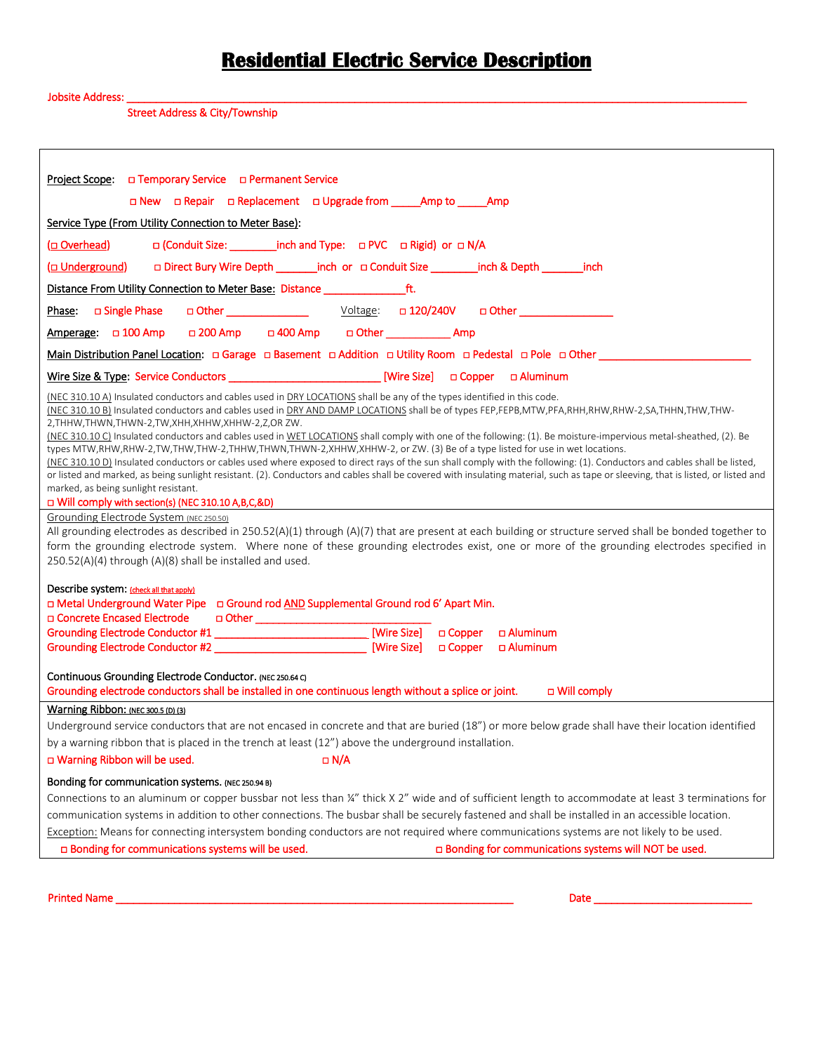# Residential Electric Service Description

Jobsite Address: ______________________________________________________________________________________________
Street Address & City/Township

**Project Scope**: ◻ Temporary Service ◻ Permanent Service

◻ New ◻ Repair ◻ Replacement ◻ Upgrade from _____Amp to _____Amp

**Service Type (From Utility Connection to Meter Base)**:

(◻ Overhead) ◻ (Conduit Size: ________inch and Type: ◻ PVC ◻ Rigid) or ◻ N/A

(◻ Underground) ◻ Direct Bury Wire Depth _______inch or ◻ Conduit Size ________inch & Depth _______inch

Distance From Utility Connection to Meter Base: Distance ______________ft.

Phase: ◻ Single Phase ◻ Other ______________ Voltage: ◻ 120/240V ◻ Other ________________

Amperage: ◻ 100 Amp ◻ 200 Amp ◻ 400 Amp ◻ Other ___________ Amp

Main Distribution Panel Location: ◻ Garage ◻ Basement ◻ Addition ◻ Utility Room ◻ Pedestal ◻ Pole ◻ Other _________________________

Wire Size & Type: Service Conductors __________________________ [Wire Size] ◻ Copper ◻ Aluminum

(NEC 310.10 A) Insulated conductors and cables used in DRY LOCATIONS shall be any of the types identified in this code.
(NEC 310.10 B) Insulated conductors and cables used in DRY AND DAMP LOCATIONS shall be of types FEP,FEPB,MTW,PFA,RHH,RHW,RHW-2,SA,THHN,THW,THW-2,THHW,THWN,THWN-2,TW,XHH,XHHW,XHHW-2,Z,OR ZW.
(NEC 310.10 C) Insulated conductors and cables used in WET LOCATIONS shall comply with one of the following: (1). Be moisture-impervious metal-sheathed, (2). Be types MTW,RHW,RHW-2,TW,THW,THW-2,THHW,THWN,THWN-2,XHHW,XHHW-2, or ZW. (3) Be of a type listed for use in wet locations.
(NEC 310.10 D) Insulated conductors or cables used where exposed to direct rays of the sun shall comply with the following: (1). Conductors and cables shall be listed, or listed and marked, as being sunlight resistant. (2). Conductors and cables shall be covered with insulating material, such as tape or sleeving, that is listed, or listed and marked, as being sunlight resistant.
◻ Will comply with section(s) (NEC 310.10 A,B,C,&D)

Grounding Electrode System (NEC 250.50)
All grounding electrodes as described in 250.52(A)(1) through (A)(7) that are present at each building or structure served shall be bonded together to form the grounding electrode system. Where none of these grounding electrodes exist, one or more of the grounding electrodes specified in 250.52(A)(4) through (A)(8) shall be installed and used.

Describe system: (check all that apply)
◻ Metal Underground Water Pipe ◻ Ground rod AND Supplemental Ground rod 6' Apart Min.
◻ Concrete Encased Electrode ◻ Other ______________________________
Grounding Electrode Conductor #1 __________________________ [Wire Size] ◻ Copper ◻ Aluminum
Grounding Electrode Conductor #2 __________________________ [Wire Size] ◻ Copper ◻ Aluminum

Continuous Grounding Electrode Conductor. (NEC 250.64 C)
Grounding electrode conductors shall be installed in one continuous length without a splice or joint. ◻ Will comply

Warning Ribbon: (NEC 300.5 (D) (3)
Underground service conductors that are not encased in concrete and that are buried (18") or more below grade shall have their location identified by a warning ribbon that is placed in the trench at least (12") above the underground installation.
◻ Warning Ribbon will be used. ◻ N/A

Bonding for communication systems. (NEC 250.94 B)
Connections to an aluminum or copper bussbar not less than ¼" thick X 2" wide and of sufficient length to accommodate at least 3 terminations for communication systems in addition to other connections. The busbar shall be securely fastened and shall be installed in an accessible location.
Exception: Means for connecting intersystem bonding conductors are not required where communications systems are not likely to be used.
◻ Bonding for communications systems will be used. ◻ Bonding for communications systems will NOT be used.

Printed Name ___________________________________________________________________ Date ___________________________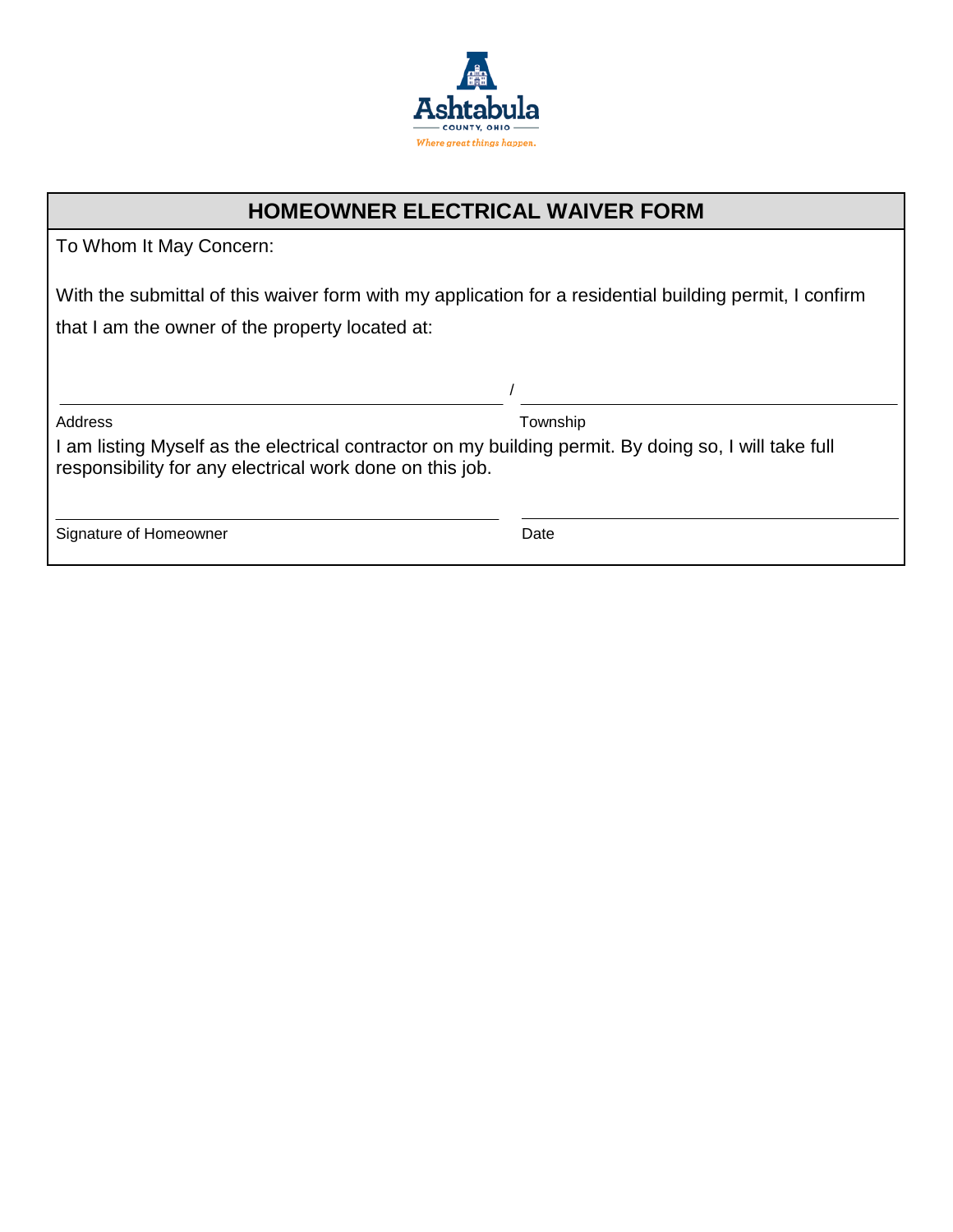# HOMEOWNER ELECTRICAL WAIVER FORM

To Whom It May Concern:

With the submittal of this waiver form with my application for a residential building permit, I confirm that I am the owner of the property located at:

______________________________ / ______________________________

Address Township

I am listing Myself as the electrical contractor on my building permit. By doing so, I will take full responsibility for any electrical work done on this job.

______________________________ ______________________________

Signature of Homeowner Date